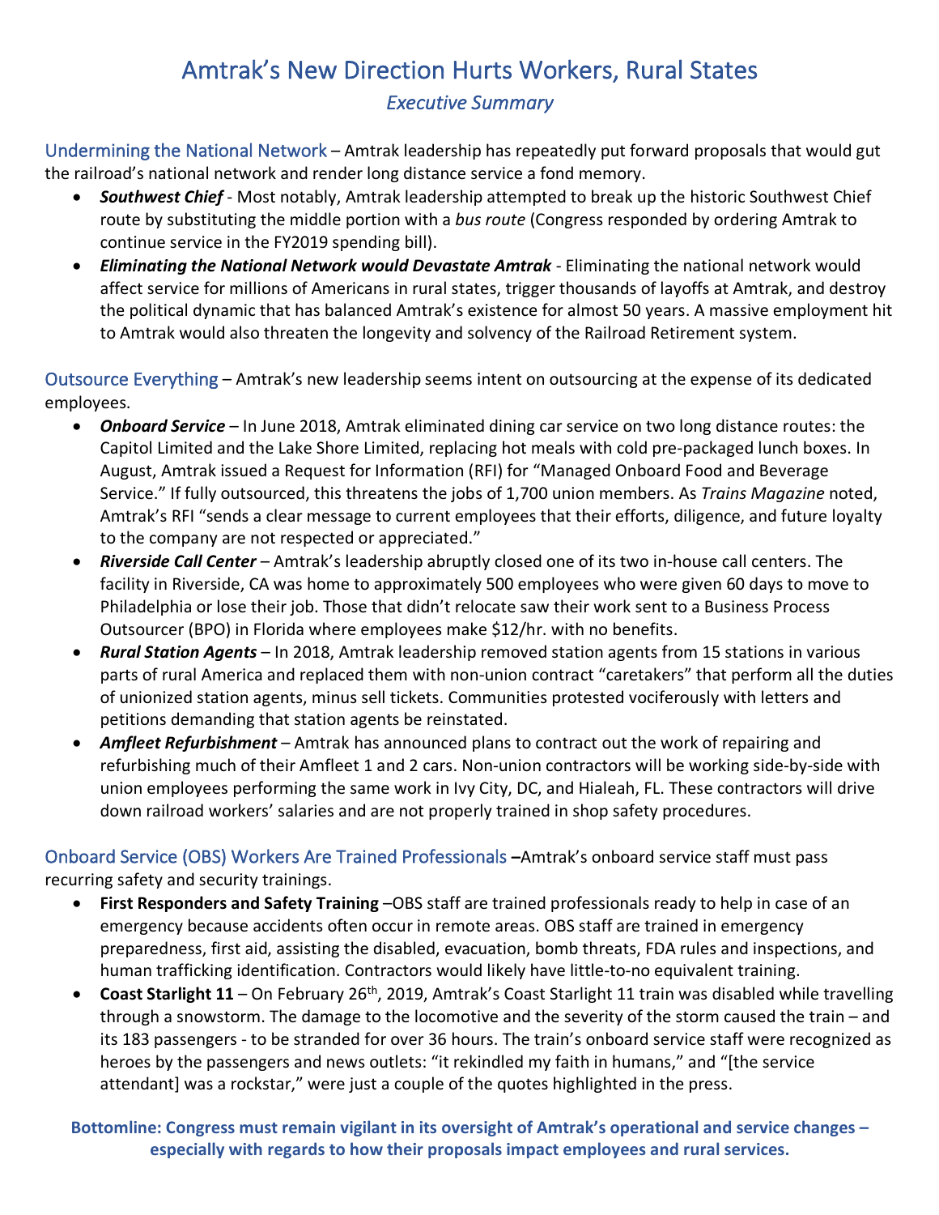# Amtrak's New Direction Hurts Workers, Rural States

## *Executive Summary*

Undermining the National Network – Amtrak leadership has repeatedly put forward proposals that would gut the railroad's national network and render long distance service a fond memory.

- ***Southwest Chief*** - Most notably, Amtrak leadership attempted to break up the historic Southwest Chief route by substituting the middle portion with a *bus route* (Congress responded by ordering Amtrak to continue service in the FY2019 spending bill).
- ***Eliminating the National Network would Devastate Amtrak*** - Eliminating the national network would affect service for millions of Americans in rural states, trigger thousands of layoffs at Amtrak, and destroy the political dynamic that has balanced Amtrak's existence for almost 50 years. A massive employment hit to Amtrak would also threaten the longevity and solvency of the Railroad Retirement system.

Outsource Everything – Amtrak's new leadership seems intent on outsourcing at the expense of its dedicated employees.

- ***Onboard Service*** – In June 2018, Amtrak eliminated dining car service on two long distance routes: the Capitol Limited and the Lake Shore Limited, replacing hot meals with cold pre-packaged lunch boxes. In August, Amtrak issued a Request for Information (RFI) for "Managed Onboard Food and Beverage Service." If fully outsourced, this threatens the jobs of 1,700 union members. As *Trains Magazine* noted, Amtrak's RFI "sends a clear message to current employees that their efforts, diligence, and future loyalty to the company are not respected or appreciated."
- ***Riverside Call Center*** – Amtrak's leadership abruptly closed one of its two in-house call centers. The facility in Riverside, CA was home to approximately 500 employees who were given 60 days to move to Philadelphia or lose their job. Those that didn't relocate saw their work sent to a Business Process Outsourcer (BPO) in Florida where employees make $12/hr. with no benefits.
- ***Rural Station Agents*** – In 2018, Amtrak leadership removed station agents from 15 stations in various parts of rural America and replaced them with non-union contract "caretakers" that perform all the duties of unionized station agents, minus sell tickets. Communities protested vociferously with letters and petitions demanding that station agents be reinstated.
- ***Amfleet Refurbishment*** – Amtrak has announced plans to contract out the work of repairing and refurbishing much of their Amfleet 1 and 2 cars. Non-union contractors will be working side-by-side with union employees performing the same work in Ivy City, DC, and Hialeah, FL. These contractors will drive down railroad workers' salaries and are not properly trained in shop safety procedures.

Onboard Service (OBS) Workers Are Trained Professionals –Amtrak's onboard service staff must pass recurring safety and security trainings.

- **First Responders and Safety Training** –OBS staff are trained professionals ready to help in case of an emergency because accidents often occur in remote areas. OBS staff are trained in emergency preparedness, first aid, assisting the disabled, evacuation, bomb threats, FDA rules and inspections, and human trafficking identification. Contractors would likely have little-to-no equivalent training.
- **Coast Starlight 11** – On February 26th, 2019, Amtrak's Coast Starlight 11 train was disabled while travelling through a snowstorm. The damage to the locomotive and the severity of the storm caused the train – and its 183 passengers - to be stranded for over 36 hours. The train's onboard service staff were recognized as heroes by the passengers and news outlets: "it rekindled my faith in humans," and "[the service attendant] was a rockstar," were just a couple of the quotes highlighted in the press.

**Bottomline: Congress must remain vigilant in its oversight of Amtrak's operational and service changes – especially with regards to how their proposals impact employees and rural services.**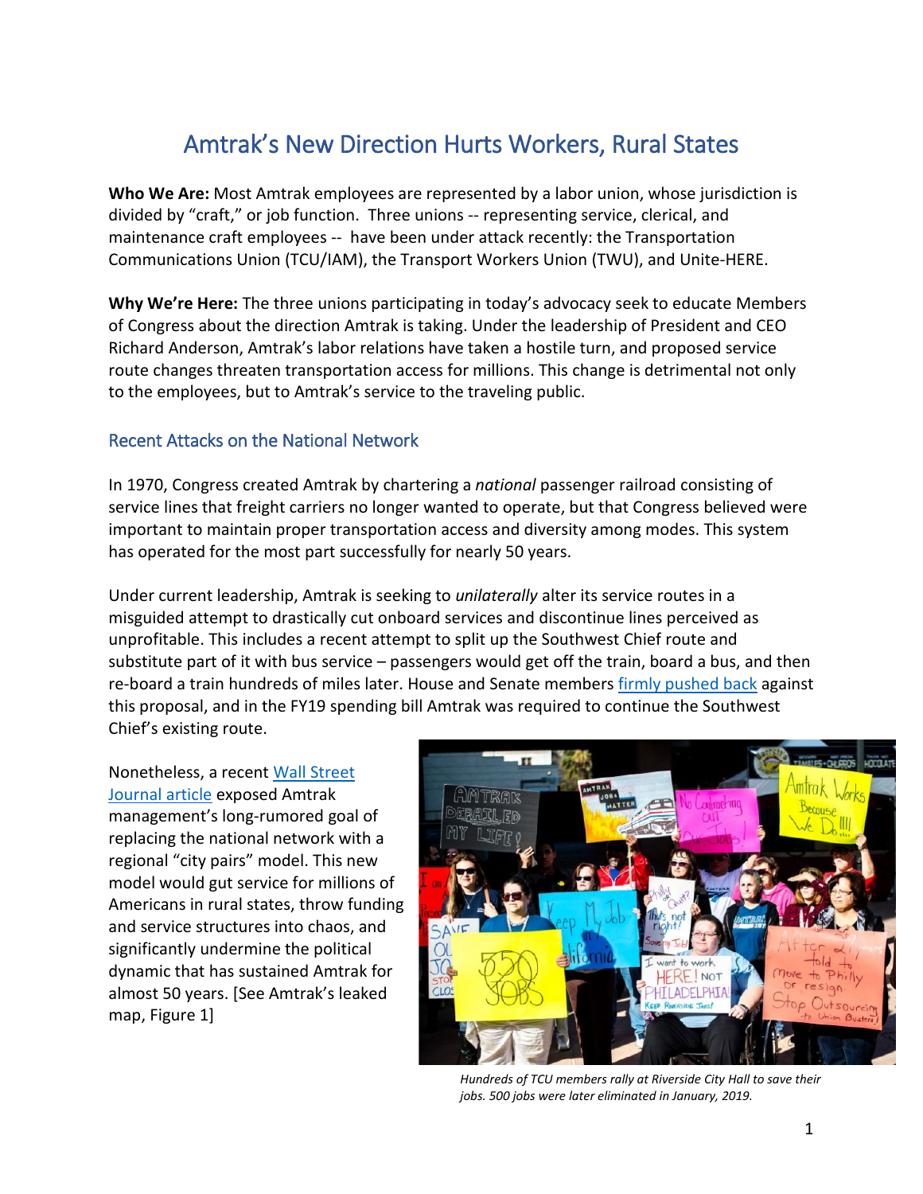# Amtrak's New Direction Hurts Workers, Rural States

**Who We Are:** Most Amtrak employees are represented by a labor union, whose jurisdiction is divided by "craft," or job function. Three unions -- representing service, clerical, and maintenance craft employees -- have been under attack recently: the Transportation Communications Union (TCU/IAM), the Transport Workers Union (TWU), and Unite-HERE.

**Why We're Here:** The three unions participating in today's advocacy seek to educate Members of Congress about the direction Amtrak is taking. Under the leadership of President and CEO Richard Anderson, Amtrak's labor relations have taken a hostile turn, and proposed service route changes threaten transportation access for millions. This change is detrimental not only to the employees, but to Amtrak's service to the traveling public.

## Recent Attacks on the National Network

In 1970, Congress created Amtrak by chartering a *national* passenger railroad consisting of service lines that freight carriers no longer wanted to operate, but that Congress believed were important to maintain proper transportation access and diversity among modes. This system has operated for the most part successfully for nearly 50 years.

Under current leadership, Amtrak is seeking to *unilaterally* alter its service routes in a misguided attempt to drastically cut onboard services and discontinue lines perceived as unprofitable. This includes a recent attempt to split up the Southwest Chief route and substitute part of it with bus service – passengers would get off the train, board a bus, and then re-board a train hundreds of miles later. House and Senate members firmly pushed back against this proposal, and in the FY19 spending bill Amtrak was required to continue the Southwest Chief's existing route.

Nonetheless, a recent Wall Street Journal article exposed Amtrak management's long-rumored goal of replacing the national network with a regional "city pairs" model. This new model would gut service for millions of Americans in rural states, throw funding and service structures into chaos, and significantly undermine the political dynamic that has sustained Amtrak for almost 50 years. [See Amtrak's leaked map, Figure 1]

*Hundreds of TCU members rally at Riverside City Hall to save their jobs. 500 jobs were later eliminated in January, 2019.*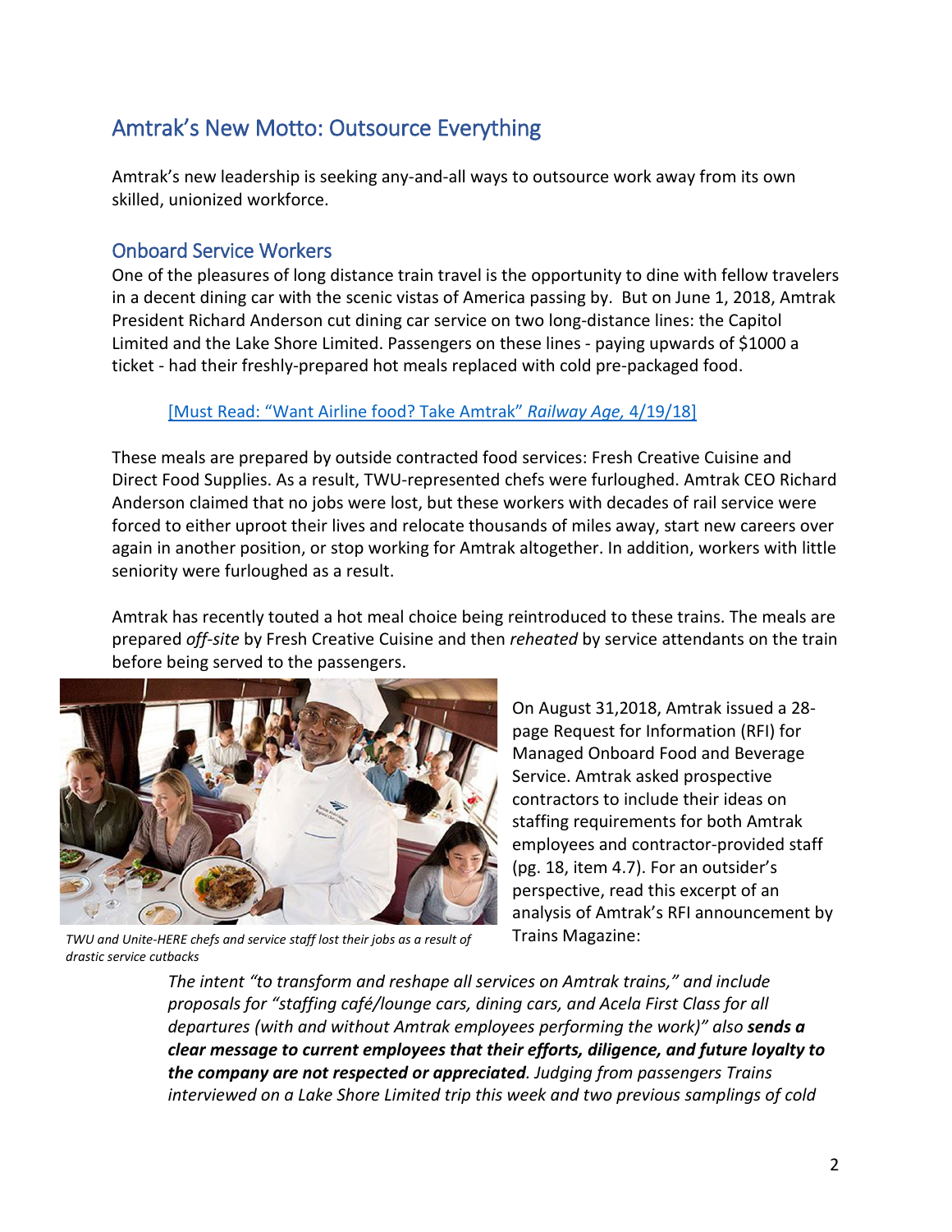## Amtrak's New Motto: Outsource Everything

Amtrak's new leadership is seeking any-and-all ways to outsource work away from its own skilled, unionized workforce.

### Onboard Service Workers

One of the pleasures of long distance train travel is the opportunity to dine with fellow travelers in a decent dining car with the scenic vistas of America passing by. But on June 1, 2018, Amtrak President Richard Anderson cut dining car service on two long-distance lines: the Capitol Limited and the Lake Shore Limited. Passengers on these lines - paying upwards of $1000 a ticket - had their freshly-prepared hot meals replaced with cold pre-packaged food.

[Must Read: "Want Airline food? Take Amtrak" *Railway Age*, 4/19/18]

These meals are prepared by outside contracted food services: Fresh Creative Cuisine and Direct Food Supplies. As a result, TWU-represented chefs were furloughed. Amtrak CEO Richard Anderson claimed that no jobs were lost, but these workers with decades of rail service were forced to either uproot their lives and relocate thousands of miles away, start new careers over again in another position, or stop working for Amtrak altogether. In addition, workers with little seniority were furloughed as a result.

Amtrak has recently touted a hot meal choice being reintroduced to these trains. The meals are prepared *off-site* by Fresh Creative Cuisine and then *reheated* by service attendants on the train before being served to the passengers.

*TWU and Unite-HERE chefs and service staff lost their jobs as a result of drastic service cutbacks*

On August 31,2018, Amtrak issued a 28-page Request for Information (RFI) for Managed Onboard Food and Beverage Service. Amtrak asked prospective contractors to include their ideas on staffing requirements for both Amtrak employees and contractor-provided staff (pg. 18, item 4.7). For an outsider's perspective, read this excerpt of an analysis of Amtrak's RFI announcement by Trains Magazine:

> *The intent "to transform and reshape all services on Amtrak trains," and include proposals for "staffing café/lounge cars, dining cars, and Acela First Class for all departures (with and without Amtrak employees performing the work)" also* ***sends a clear message to current employees that their efforts, diligence, and future loyalty to the company are not respected or appreciated****. Judging from passengers Trains interviewed on a Lake Shore Limited trip this week and two previous samplings of cold*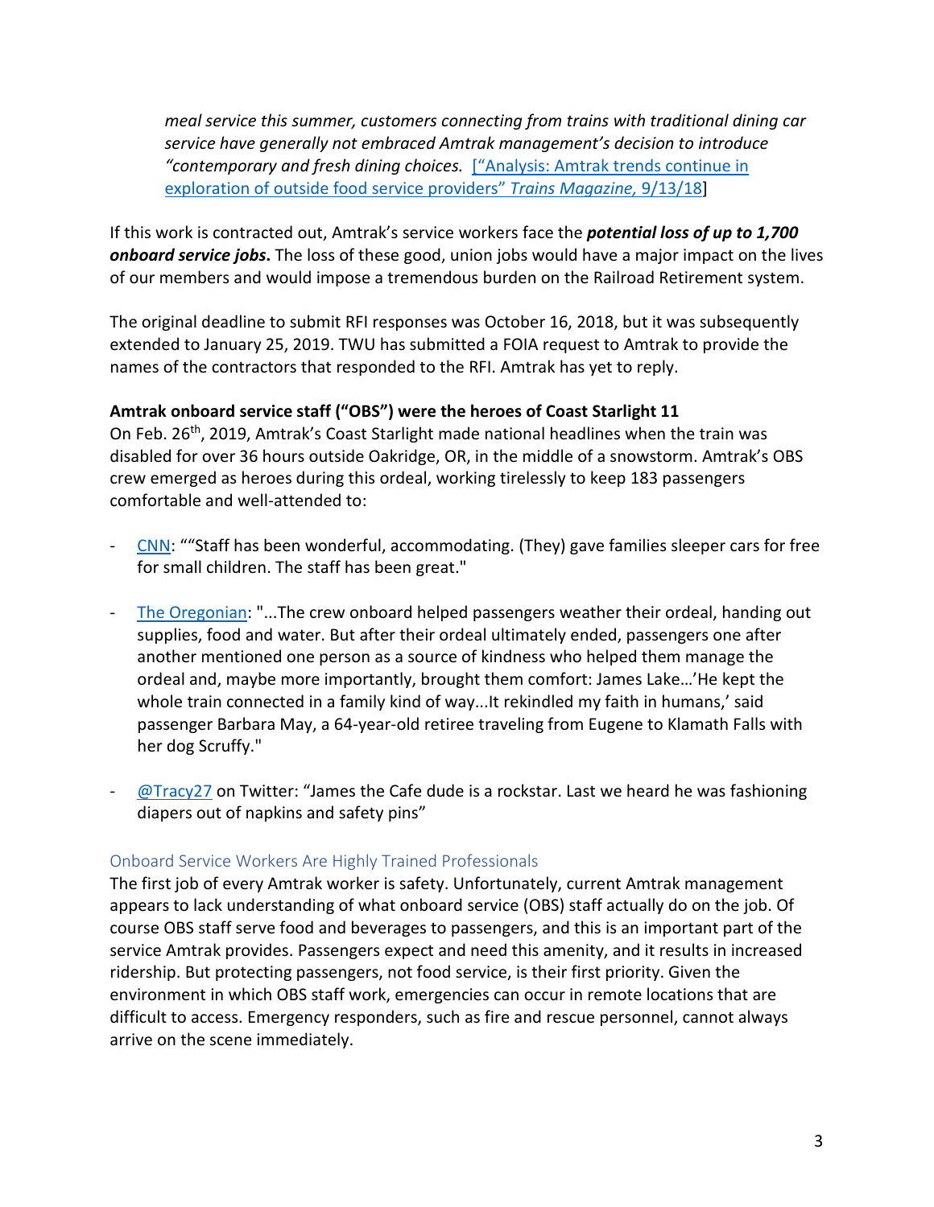*meal service this summer, customers connecting from trains with traditional dining car service have generally not embraced Amtrak management's decision to introduce "contemporary and fresh dining choices.* ["Analysis: Amtrak trends continue in exploration of outside food service providers" *Trains Magazine*, 9/13/18]

If this work is contracted out, Amtrak's service workers face the ***potential loss of up to 1,700 onboard service jobs*.** The loss of these good, union jobs would have a major impact on the lives of our members and would impose a tremendous burden on the Railroad Retirement system.

The original deadline to submit RFI responses was October 16, 2018, but it was subsequently extended to January 25, 2019. TWU has submitted a FOIA request to Amtrak to provide the names of the contractors that responded to the RFI. Amtrak has yet to reply.

**Amtrak onboard service staff ("OBS") were the heroes of Coast Starlight 11**

On Feb. 26th, 2019, Amtrak's Coast Starlight made national headlines when the train was disabled for over 36 hours outside Oakridge, OR, in the middle of a snowstorm. Amtrak's OBS crew emerged as heroes during this ordeal, working tirelessly to keep 183 passengers comfortable and well-attended to:

- CNN: ""Staff has been wonderful, accommodating. (They) gave families sleeper cars for free for small children. The staff has been great."
- The Oregonian: "...The crew onboard helped passengers weather their ordeal, handing out supplies, food and water. But after their ordeal ultimately ended, passengers one after another mentioned one person as a source of kindness who helped them manage the ordeal and, maybe more importantly, brought them comfort: James Lake…'He kept the whole train connected in a family kind of way...It rekindled my faith in humans,' said passenger Barbara May, a 64-year-old retiree traveling from Eugene to Klamath Falls with her dog Scruffy."
- @Tracy27 on Twitter: "James the Cafe dude is a rockstar. Last we heard he was fashioning diapers out of napkins and safety pins"

## Onboard Service Workers Are Highly Trained Professionals

The first job of every Amtrak worker is safety. Unfortunately, current Amtrak management appears to lack understanding of what onboard service (OBS) staff actually do on the job. Of course OBS staff serve food and beverages to passengers, and this is an important part of the service Amtrak provides. Passengers expect and need this amenity, and it results in increased ridership. But protecting passengers, not food service, is their first priority. Given the environment in which OBS staff work, emergencies can occur in remote locations that are difficult to access. Emergency responders, such as fire and rescue personnel, cannot always arrive on the scene immediately.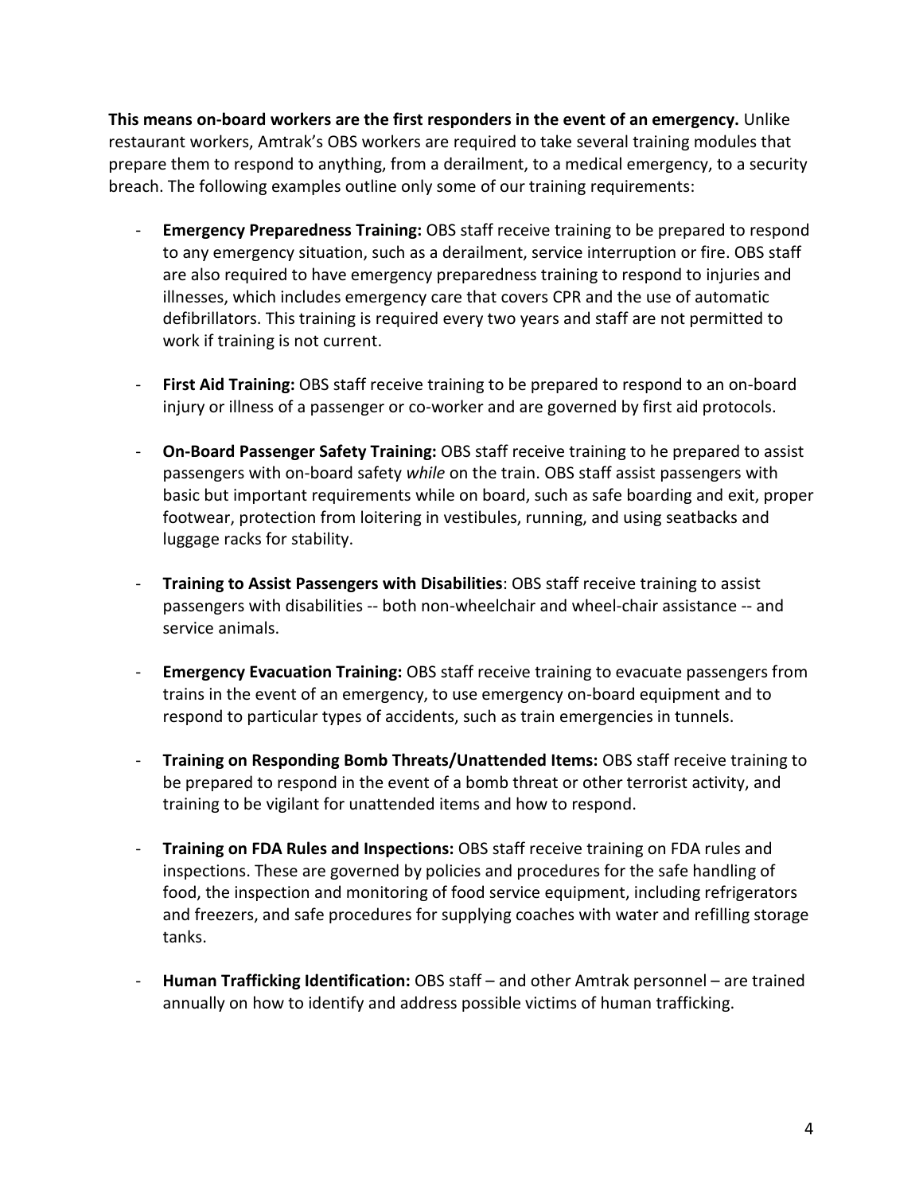**This means on-board workers are the first responders in the event of an emergency.** Unlike restaurant workers, Amtrak's OBS workers are required to take several training modules that prepare them to respond to anything, from a derailment, to a medical emergency, to a security breach. The following examples outline only some of our training requirements:

- **Emergency Preparedness Training:** OBS staff receive training to be prepared to respond to any emergency situation, such as a derailment, service interruption or fire. OBS staff are also required to have emergency preparedness training to respond to injuries and illnesses, which includes emergency care that covers CPR and the use of automatic defibrillators. This training is required every two years and staff are not permitted to work if training is not current.

- **First Aid Training:** OBS staff receive training to be prepared to respond to an on-board injury or illness of a passenger or co-worker and are governed by first aid protocols.

- **On-Board Passenger Safety Training:** OBS staff receive training to he prepared to assist passengers with on-board safety *while* on the train. OBS staff assist passengers with basic but important requirements while on board, such as safe boarding and exit, proper footwear, protection from loitering in vestibules, running, and using seatbacks and luggage racks for stability.

- **Training to Assist Passengers with Disabilities**: OBS staff receive training to assist passengers with disabilities -- both non-wheelchair and wheel-chair assistance -- and service animals.

- **Emergency Evacuation Training:** OBS staff receive training to evacuate passengers from trains in the event of an emergency, to use emergency on-board equipment and to respond to particular types of accidents, such as train emergencies in tunnels.

- **Training on Responding Bomb Threats/Unattended Items:** OBS staff receive training to be prepared to respond in the event of a bomb threat or other terrorist activity, and training to be vigilant for unattended items and how to respond.

- **Training on FDA Rules and Inspections:** OBS staff receive training on FDA rules and inspections. These are governed by policies and procedures for the safe handling of food, the inspection and monitoring of food service equipment, including refrigerators and freezers, and safe procedures for supplying coaches with water and refilling storage tanks.

- **Human Trafficking Identification:** OBS staff – and other Amtrak personnel – are trained annually on how to identify and address possible victims of human trafficking.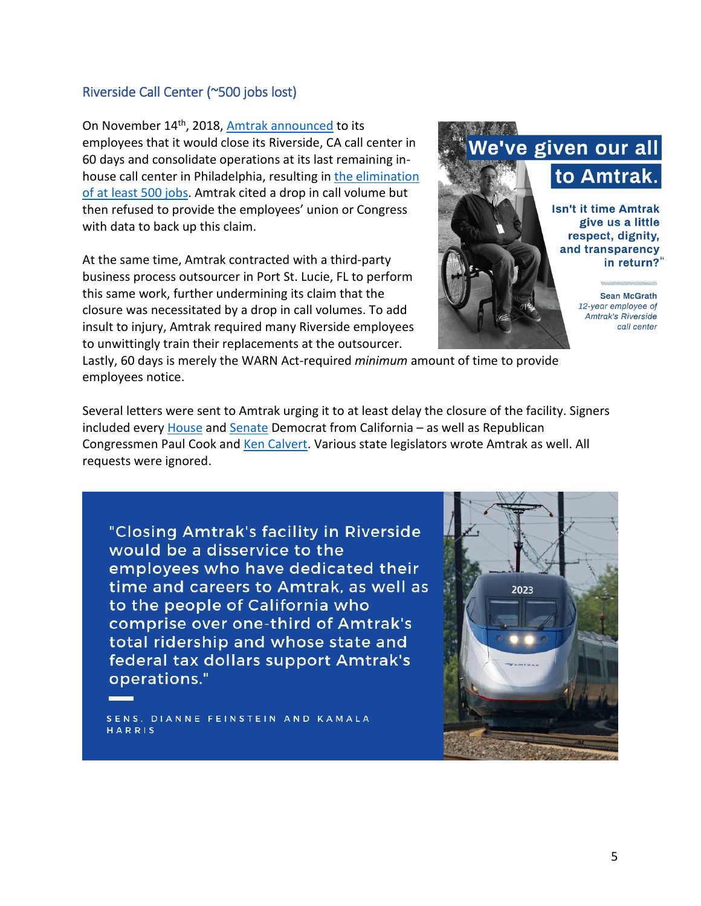## Riverside Call Center (~500 jobs lost)

On November 14th, 2018, Amtrak announced to its employees that it would close its Riverside, CA call center in 60 days and consolidate operations at its last remaining in-house call center in Philadelphia, resulting in the elimination of at least 500 jobs. Amtrak cited a drop in call volume but then refused to provide the employees' union or Congress with data to back up this claim.

At the same time, Amtrak contracted with a third-party business process outsourcer in Port St. Lucie, FL to perform this same work, further undermining its claim that the closure was necessitated by a drop in call volumes. To add insult to injury, Amtrak required many Riverside employees to unwittingly train their replacements at the outsourcer. Lastly, 60 days is merely the WARN Act-required *minimum* amount of time to provide employees notice.

**We've given our all to Amtrak.**

**Isn't it time Amtrak give us a little respect, dignity, and transparency in return?"**

**Sean McGrath**
*12-year employee of Amtrak's Riverside call center*

Several letters were sent to Amtrak urging it to at least delay the closure of the facility. Signers included every House and Senate Democrat from California – as well as Republican Congressmen Paul Cook and Ken Calvert. Various state legislators wrote Amtrak as well. All requests were ignored.

> "Closing Amtrak's facility in Riverside would be a disservice to the employees who have dedicated their time and careers to Amtrak, as well as to the people of California who comprise over one-third of Amtrak's total ridership and whose state and federal tax dollars support Amtrak's operations."
>
> SENS. DIANNE FEINSTEIN AND KAMALA HARRIS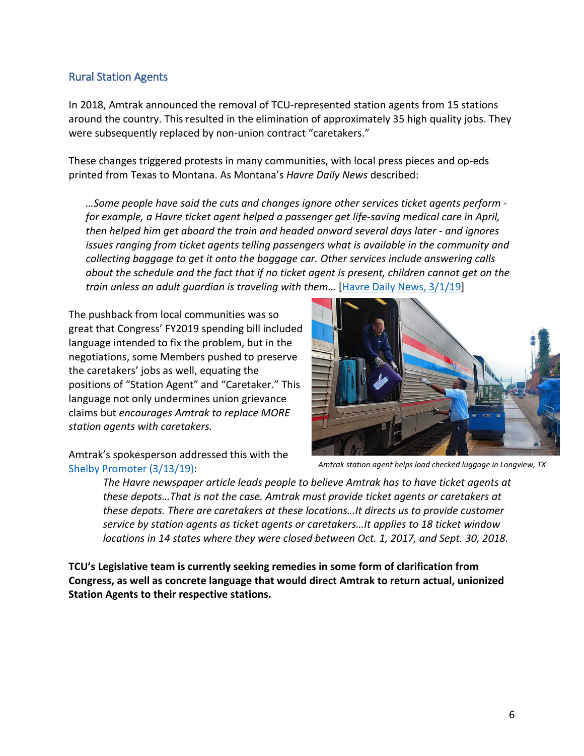## Rural Station Agents

In 2018, Amtrak announced the removal of TCU-represented station agents from 15 stations around the country. This resulted in the elimination of approximately 35 high quality jobs. They were subsequently replaced by non-union contract "caretakers."

These changes triggered protests in many communities, with local press pieces and op-eds printed from Texas to Montana. As Montana's *Havre Daily News* described:

> *…Some people have said the cuts and changes ignore other services ticket agents perform - for example, a Havre ticket agent helped a passenger get life-saving medical care in April, then helped him get aboard the train and headed onward several days later - and ignores issues ranging from ticket agents telling passengers what is available in the community and collecting baggage to get it onto the baggage car. Other services include answering calls about the schedule and the fact that if no ticket agent is present, children cannot get on the train unless an adult guardian is traveling with them…* [Havre Daily News, 3/1/19]

The pushback from local communities was so great that Congress' FY2019 spending bill included language intended to fix the problem, but in the negotiations, some Members pushed to preserve the caretakers' jobs as well, equating the positions of "Station Agent" and "Caretaker." This language not only undermines union grievance claims but *encourages Amtrak to replace MORE station agents with caretakers.*

*Amtrak station agent helps load checked luggage in Longview, TX*

Amtrak's spokesperson addressed this with the Shelby Promoter (3/13/19):

> *The Havre newspaper article leads people to believe Amtrak has to have ticket agents at these depots…That is not the case. Amtrak must provide ticket agents or caretakers at these depots. There are caretakers at these locations…It directs us to provide customer service by station agents as ticket agents or caretakers…It applies to 18 ticket window locations in 14 states where they were closed between Oct. 1, 2017, and Sept. 30, 2018.*

**TCU's Legislative team is currently seeking remedies in some form of clarification from Congress, as well as concrete language that would direct Amtrak to return actual, unionized Station Agents to their respective stations.**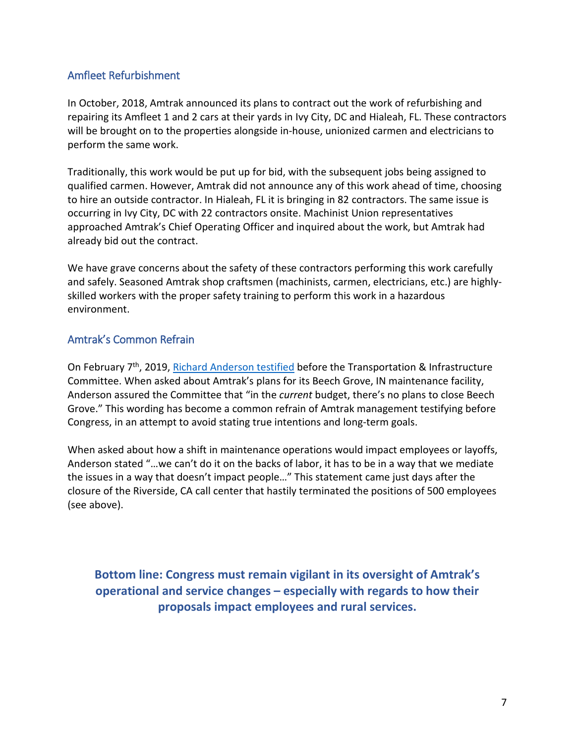## Amfleet Refurbishment

In October, 2018, Amtrak announced its plans to contract out the work of refurbishing and repairing its Amfleet 1 and 2 cars at their yards in Ivy City, DC and Hialeah, FL. These contractors will be brought on to the properties alongside in-house, unionized carmen and electricians to perform the same work.

Traditionally, this work would be put up for bid, with the subsequent jobs being assigned to qualified carmen. However, Amtrak did not announce any of this work ahead of time, choosing to hire an outside contractor. In Hialeah, FL it is bringing in 82 contractors. The same issue is occurring in Ivy City, DC with 22 contractors onsite. Machinist Union representatives approached Amtrak's Chief Operating Officer and inquired about the work, but Amtrak had already bid out the contract.

We have grave concerns about the safety of these contractors performing this work carefully and safely. Seasoned Amtrak shop craftsmen (machinists, carmen, electricians, etc.) are highly-skilled workers with the proper safety training to perform this work in a hazardous environment.

## Amtrak's Common Refrain

On February 7th, 2019, [Richard Anderson testified]() before the Transportation & Infrastructure Committee. When asked about Amtrak's plans for its Beech Grove, IN maintenance facility, Anderson assured the Committee that "in the *current* budget, there's no plans to close Beech Grove." This wording has become a common refrain of Amtrak management testifying before Congress, in an attempt to avoid stating true intentions and long-term goals.

When asked about how a shift in maintenance operations would impact employees or layoffs, Anderson stated "…we can't do it on the backs of labor, it has to be in a way that we mediate the issues in a way that doesn't impact people…" This statement came just days after the closure of the Riverside, CA call center that hastily terminated the positions of 500 employees (see above).

**Bottom line: Congress must remain vigilant in its oversight of Amtrak's operational and service changes – especially with regards to how their proposals impact employees and rural services.**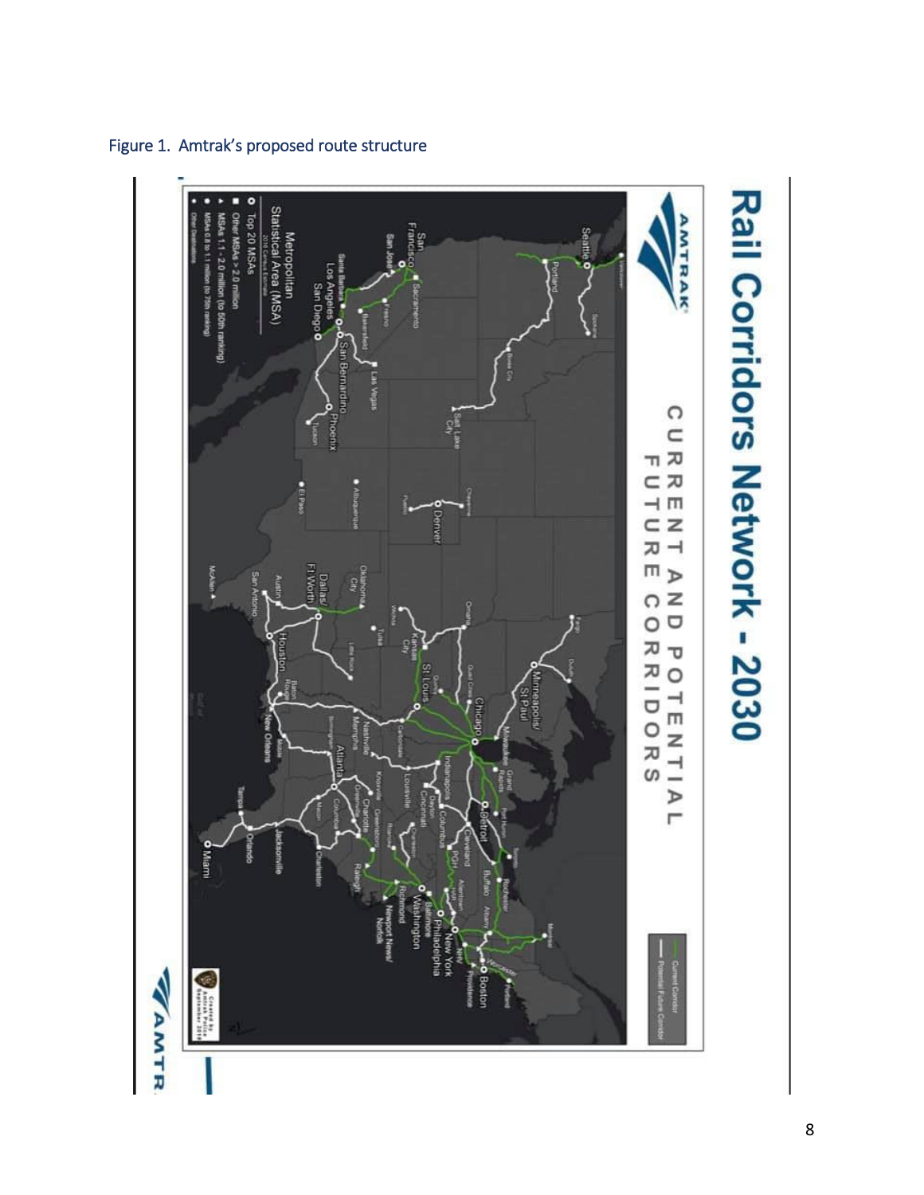Figure 1. Amtrak's proposed route structure

Rail Corridors Network - 2030

CURRENT AND POTENTIAL FUTURE CORRIDORS

AMTRAK

Current Corridor

Potential Future Corridor

Metropolitan Statistical Area (MSA)

2018 Census Estimate

Top 20 MSAs

Other MSAs > 2.0 million

MSAs 1.1 - 2.0 million (to 50th ranking)

MSAs 0.8 to 1.1 million (to 75th ranking)

Other Destinations

Seattle
Portland
San Francisco
San Jose
Sacramento
Fresno
Bakersfield
Santa Barbara
Los Angeles
San Diego
San Bernardino
Las Vegas
Phoenix
Tucson
Salt Lake City
Boise City
Spokane
Denver
Cheyenne
Pueblo
Albuquerque
El Paso
Oklahoma City
Dallas/Ft Worth
Austin
San Antonio
McAllen
Houston
Tulsa
Wichita
Omaha
Kansas City
Little Rock
Fargo
Duluth
Minneapolis/St Paul
Quad Cities
St Louis
Chicago
Milwaukee
Grand Rapids
Detroit
Port Huron
Indianapolis
Dayton
Cincinnati
Columbus
Cleveland
Louisville
Nashville
Memphis
Carbondale
Birmingham
Baton Rouge
New Orleans
Mobile
Atlanta
Knoxville
Greenville
Charlotte
Columbia
Macon
Jacksonville
Tampa
Orlando
Miami
Charleston
Raleigh
Greensboro
Richmond
Newport News/Norfolk
Washington
Baltimore
Philadelphia
PGH
Allentown
Buffalo
Rochester
Toronto
Albany
Montreal
New York
NHV
Providence
Boston
Worcester
Portland

Created by Amtrak Police September 2018